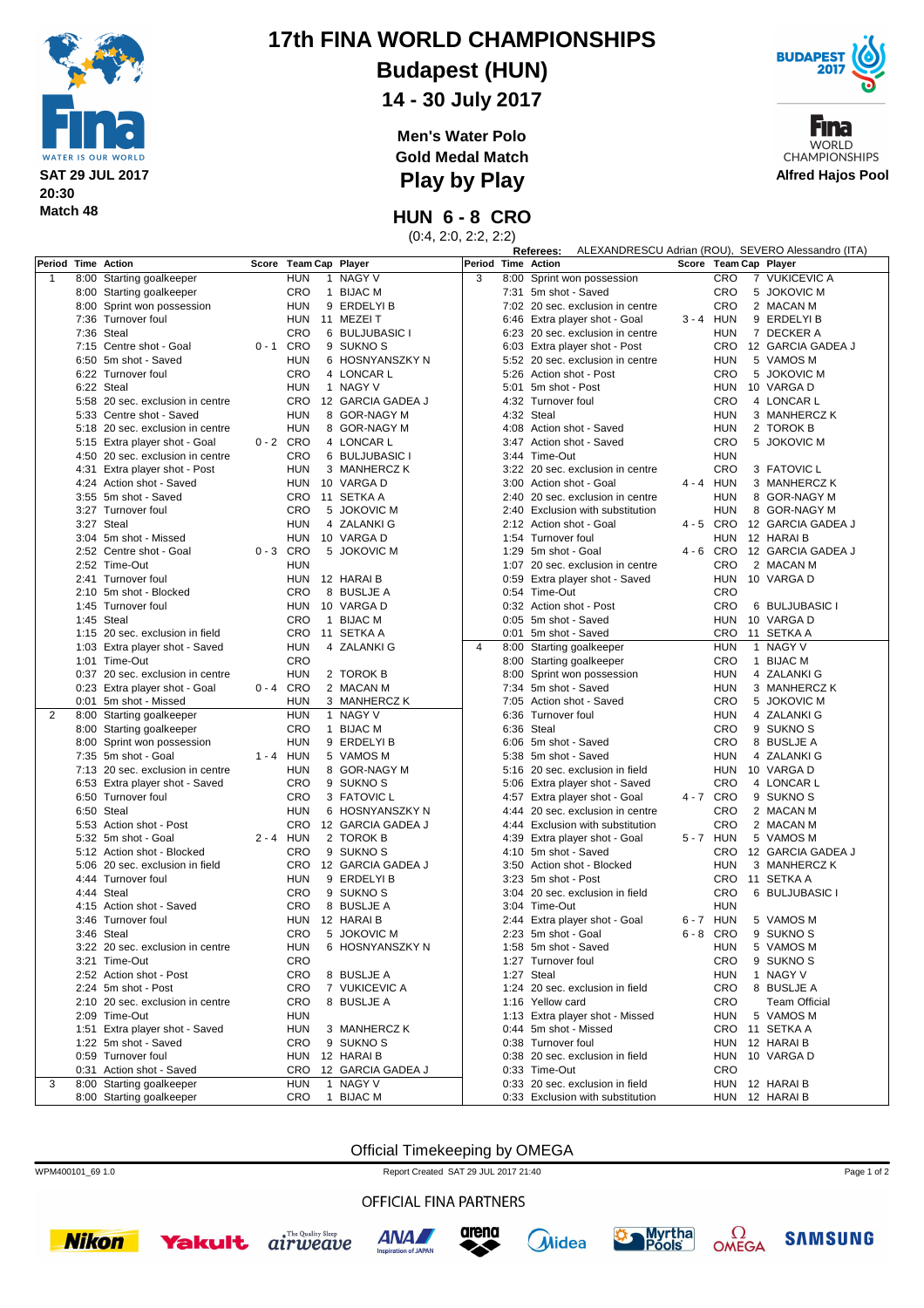# 17th FINA WORLD CHAMPIONSHIPS

## Budapest (HUN)

## 14 - 30 July 2017

SAT 29 JUL 2017
20:30
Match 48

**Men's Water Polo**
**Gold Medal Match**
**Play by Play**

Alfred Hajos Pool

## HUN 6 - 8 CRO

(0:4, 2:0, 2:2, 2:2)

**Referees:** ALEXANDRESCU Adrian (ROU), SEVERO Alessandro (ITA)

| Period | Time | Action | Score | Team | Cap | Player |
|---|---|---|---|---|---|---|
| 1 | 8:00 | Starting goalkeeper | | HUN | 1 | NAGY V |
| | 8:00 | Starting goalkeeper | | CRO | 1 | BIJAC M |
| | 8:00 | Sprint won possession | | HUN | 9 | ERDELYI B |
| | 7:36 | Turnover foul | | HUN | 11 | MEZEI T |
| | 7:36 | Steal | | CRO | 6 | BULJUBASIC I |
| | 7:15 | Centre shot - Goal | 0 - 1 | CRO | 9 | SUKNO S |
| | 6:50 | 5m shot - Saved | | HUN | 6 | HOSNYANSZKY N |
| | 6:22 | Turnover foul | | CRO | 4 | LONCAR L |
| | 6:22 | Steal | | HUN | 1 | NAGY V |
| | 5:58 | 20 sec. exclusion in centre | | CRO | 12 | GARCIA GADEA J |
| | 5:33 | Centre shot - Saved | | HUN | 8 | GOR-NAGY M |
| | 5:18 | 20 sec. exclusion in centre | | HUN | 8 | GOR-NAGY M |
| | 5:15 | Extra player shot - Goal | 0 - 2 | CRO | 4 | LONCAR L |
| | 4:50 | 20 sec. exclusion in centre | | CRO | 6 | BULJUBASIC I |
| | 4:31 | Extra player shot - Post | | HUN | 3 | MANHERCZ K |
| | 4:24 | Action shot - Saved | | HUN | 10 | VARGA D |
| | 3:55 | 5m shot - Saved | | CRO | 11 | SETKA A |
| | 3:27 | Turnover foul | | CRO | 5 | JOKOVIC M |
| | 3:27 | Steal | | HUN | 4 | ZALANKI G |
| | 3:04 | 5m shot - Missed | | HUN | 10 | VARGA D |
| | 2:52 | Centre shot - Goal | 0 - 3 | CRO | 5 | JOKOVIC M |
| | 2:52 | Time-Out | | HUN | | |
| | 2:41 | Turnover foul | | HUN | 12 | HARAI B |
| | 2:10 | 5m shot - Blocked | | CRO | 8 | BUSLJE A |
| | 1:45 | Turnover foul | | HUN | 10 | VARGA D |
| | 1:45 | Steal | | CRO | 1 | BIJAC M |
| | 1:15 | 20 sec. exclusion in field | | CRO | 11 | SETKA A |
| | 1:03 | Extra player shot - Saved | | HUN | 4 | ZALANKI G |
| | 1:01 | Time-Out | | CRO | | |
| | 0:37 | 20 sec. exclusion in centre | | HUN | 2 | TOROK B |
| | 0:23 | Extra player shot - Goal | 0 - 4 | CRO | 2 | MACAN M |
| | 0:01 | 5m shot - Missed | | HUN | 3 | MANHERCZ K |
| 2 | 8:00 | Starting goalkeeper | | HUN | 1 | NAGY V |
| | 8:00 | Starting goalkeeper | | CRO | 1 | BIJAC M |
| | 8:00 | Sprint won possession | | HUN | 9 | ERDELYI B |
| | 7:35 | 5m shot - Goal | 1 - 4 | HUN | 5 | VAMOS M |
| | 7:13 | 20 sec. exclusion in centre | | HUN | 8 | GOR-NAGY M |
| | 6:53 | Extra player shot - Saved | | CRO | 9 | SUKNO S |
| | 6:50 | Turnover foul | | CRO | 3 | FATOVIC L |
| | 6:50 | Steal | | HUN | 6 | HOSNYANSZKY N |
| | 5:53 | Action shot - Post | | CRO | 12 | GARCIA GADEA J |
| | 5:32 | 5m shot - Goal | 2 - 4 | HUN | 2 | TOROK B |
| | 5:12 | Action shot - Blocked | | CRO | 9 | SUKNO S |
| | 5:06 | 20 sec. exclusion in field | | CRO | 12 | GARCIA GADEA J |
| | 4:44 | Turnover foul | | HUN | 9 | ERDELYI B |
| | 4:44 | Steal | | CRO | 9 | SUKNO S |
| | 4:15 | Action shot - Saved | | CRO | 8 | BUSLJE A |
| | 3:46 | Turnover foul | | HUN | 12 | HARAI B |
| | 3:46 | Steal | | CRO | 5 | JOKOVIC M |
| | 3:22 | 20 sec. exclusion in centre | | HUN | 6 | HOSNYANSZKY N |
| | 3:21 | Time-Out | | CRO | | |
| | 2:52 | Action shot - Post | | CRO | 8 | BUSLJE A |
| | 2:24 | 5m shot - Post | | CRO | 7 | VUKICEVIC A |
| | 2:10 | 20 sec. exclusion in centre | | CRO | 8 | BUSLJE A |
| | 2:09 | Time-Out | | HUN | | |
| | 1:51 | Extra player shot - Saved | | HUN | 3 | MANHERCZ K |
| | 1:22 | 5m shot - Saved | | CRO | 9 | SUKNO S |
| | 0:59 | Turnover foul | | HUN | 12 | HARAI B |
| | 0:31 | Action shot - Saved | | CRO | 12 | GARCIA GADEA J |
| 3 | 8:00 | Starting goalkeeper | | HUN | 1 | NAGY V |
| | 8:00 | Starting goalkeeper | | CRO | 1 | BIJAC M |
| | 8:00 | Sprint won possession | | CRO | 7 | VUKICEVIC A |
| | 7:31 | 5m shot - Saved | | CRO | 5 | JOKOVIC M |
| | 7:02 | 20 sec. exclusion in centre | | CRO | 2 | MACAN M |
| | 6:46 | Extra player shot - Goal | 3 - 4 | HUN | 9 | ERDELYI B |
| | 6:23 | 20 sec. exclusion in centre | | HUN | 7 | DECKER A |
| | 6:03 | Extra player shot - Post | | CRO | 12 | GARCIA GADEA J |
| | 5:52 | 20 sec. exclusion in centre | | HUN | 5 | VAMOS M |
| | 5:26 | Action shot - Post | | CRO | 5 | JOKOVIC M |
| | 5:01 | 5m shot - Post | | HUN | 10 | VARGA D |
| | 4:32 | Turnover foul | | CRO | 4 | LONCAR L |
| | 4:32 | Steal | | HUN | 3 | MANHERCZ K |
| | 4:08 | Action shot - Saved | | HUN | 2 | TOROK B |
| | 3:47 | Action shot - Saved | | CRO | 5 | JOKOVIC M |
| | 3:44 | Time-Out | | HUN | | |
| | 3:22 | 20 sec. exclusion in centre | | CRO | 3 | FATOVIC L |
| | 3:00 | Action shot - Goal | 4 - 4 | HUN | 3 | MANHERCZ K |
| | 2:40 | 20 sec. exclusion in centre | | HUN | 8 | GOR-NAGY M |
| | 2:40 | Exclusion with substitution | | HUN | 8 | GOR-NAGY M |
| | 2:12 | Action shot - Goal | 4 - 5 | CRO | 12 | GARCIA GADEA J |
| | 1:54 | Turnover foul | | HUN | 12 | HARAI B |
| | 1:29 | 5m shot - Goal | 4 - 6 | CRO | 12 | GARCIA GADEA J |
| | 1:07 | 20 sec. exclusion in centre | | CRO | 2 | MACAN M |
| | 0:59 | Extra player shot - Saved | | HUN | 10 | VARGA D |
| | 0:54 | Time-Out | | CRO | | |
| | 0:32 | Action shot - Post | | CRO | 6 | BULJUBASIC I |
| | 0:05 | 5m shot - Saved | | HUN | 10 | VARGA D |
| | 0:01 | 5m shot - Saved | | CRO | 11 | SETKA A |
| 4 | 8:00 | Starting goalkeeper | | HUN | 1 | NAGY V |
| | 8:00 | Starting goalkeeper | | CRO | 1 | BIJAC M |
| | 8:00 | Sprint won possession | | HUN | 4 | ZALANKI G |
| | 7:34 | 5m shot - Saved | | HUN | 3 | MANHERCZ K |
| | 7:05 | Action shot - Saved | | CRO | 5 | JOKOVIC M |
| | 6:36 | Turnover foul | | HUN | 4 | ZALANKI G |
| | 6:36 | Steal | | CRO | 9 | SUKNO S |
| | 6:06 | 5m shot - Saved | | CRO | 8 | BUSLJE A |
| | 5:38 | 5m shot - Saved | | HUN | 4 | ZALANKI G |
| | 5:16 | 20 sec. exclusion in field | | HUN | 10 | VARGA D |
| | 5:06 | Extra player shot - Saved | | CRO | 4 | LONCAR L |
| | 4:57 | Extra player shot - Goal | 4 - 7 | CRO | 9 | SUKNO S |
| | 4:44 | 20 sec. exclusion in centre | | CRO | 2 | MACAN M |
| | 4:44 | Exclusion with substitution | | CRO | 2 | MACAN M |
| | 4:39 | Extra player shot - Goal | 5 - 7 | HUN | 5 | VAMOS M |
| | 4:10 | 5m shot - Saved | | CRO | 12 | GARCIA GADEA J |
| | 3:50 | Action shot - Blocked | | HUN | 3 | MANHERCZ K |
| | 3:23 | 5m shot - Post | | CRO | 11 | SETKA A |
| | 3:04 | 20 sec. exclusion in field | | CRO | 6 | BULJUBASIC I |
| | 3:04 | Time-Out | | HUN | | |
| | 2:44 | Extra player shot - Goal | 6 - 7 | HUN | 5 | VAMOS M |
| | 2:23 | 5m shot - Goal | 6 - 8 | CRO | 9 | SUKNO S |
| | 1:58 | 5m shot - Saved | | HUN | 5 | VAMOS M |
| | 1:27 | Turnover foul | | CRO | 9 | SUKNO S |
| | 1:27 | Steal | | HUN | 1 | NAGY V |
| | 1:24 | 20 sec. exclusion in field | | CRO | 8 | BUSLJE A |
| | 1:16 | Yellow card | | CRO | | Team Official |
| | 1:13 | Extra player shot - Missed | | HUN | 5 | VAMOS M |
| | 0:44 | 5m shot - Missed | | CRO | 11 | SETKA A |
| | 0:38 | Turnover foul | | HUN | 12 | HARAI B |
| | 0:38 | 20 sec. exclusion in field | | HUN | 10 | VARGA D |
| | 0:33 | Time-Out | | CRO | | |
| | 0:33 | 20 sec. exclusion in field | | HUN | 12 | HARAI B |
| | 0:33 | Exclusion with substitution | | HUN | 12 | HARAI B |

Official Timekeeping by OMEGA

WPM400101_69 1.0 Report Created SAT 29 JUL 2017 21:40

OFFICIAL FINA PARTNERS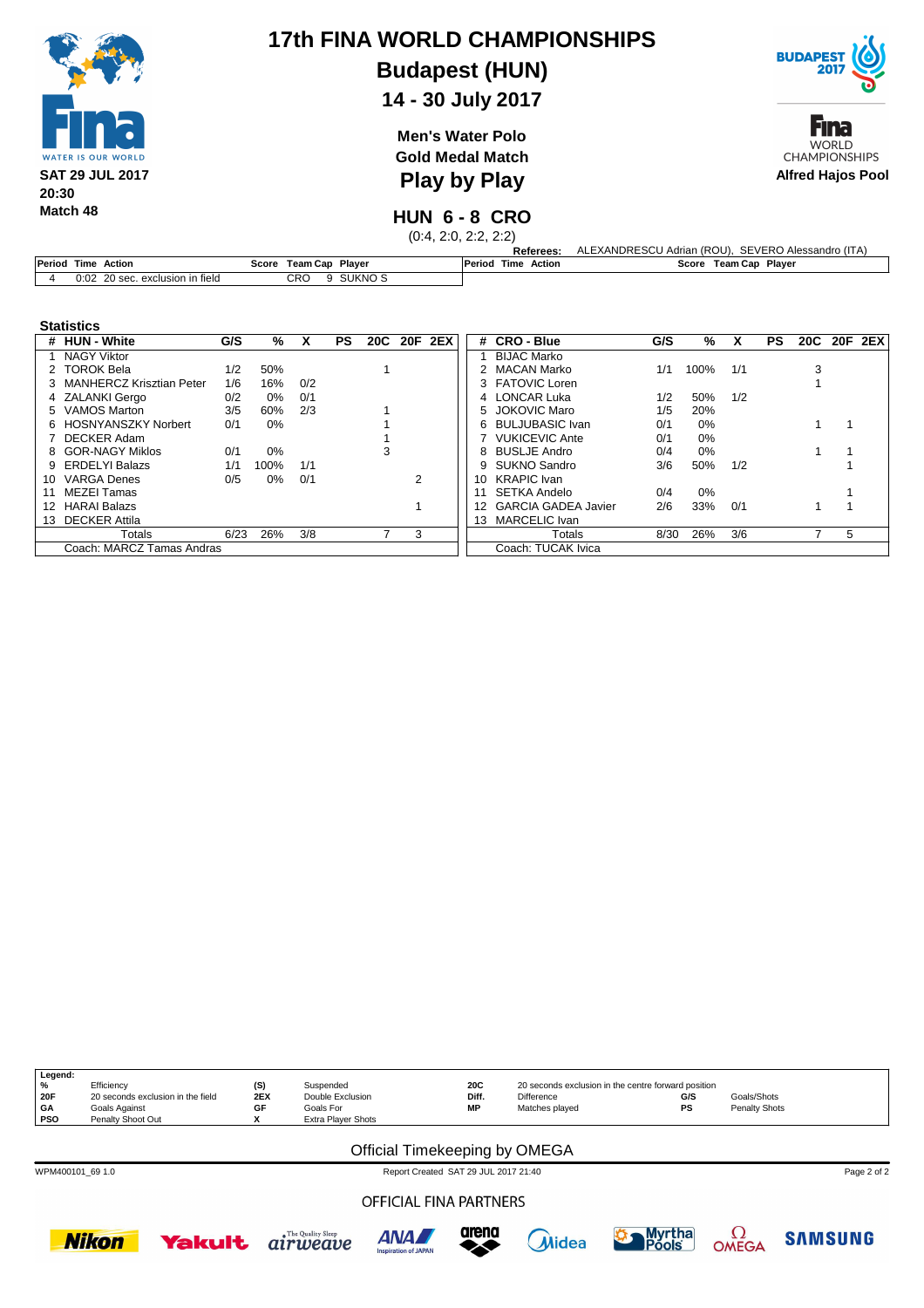# 17th FINA WORLD CHAMPIONSHIPS

## Budapest (HUN)

## 14 - 30 July 2017

SAT 29 JUL 2017
20:30
Match 48

**Men's Water Polo**
**Gold Medal Match**
**Play by Play**

Alfred Hajos Pool

## HUN 6 - 8 CRO

(0:4, 2:0, 2:2, 2:2)

**Referees:** ALEXANDRESCU Adrian (ROU), SEVERO Alessandro (ITA)

| Period | Time | Action | Score | Team | Cap | Player |
|---|---|---|---|---|---|---|
| 4 | 0:02 | 20 sec. exclusion in field | | CRO | 9 | SUKNO S |

### Statistics

| # | HUN - White | G/S | % | X | PS | 20C | 20F | 2EX |
|---|---|---|---|---|---|---|---|---|
| 1 | NAGY Viktor | | | | | | | |
| 2 | TOROK Bela | 1/2 | 50% | | | 1 | | |
| 3 | MANHERCZ Krisztian Peter | 1/6 | 16% | 0/2 | | | | |
| 4 | ZALANKI Gergo | 0/2 | 0% | 0/1 | | | | |
| 5 | VAMOS Marton | 3/5 | 60% | 2/3 | | 1 | | |
| 6 | HOSNYANSZKY Norbert | 0/1 | 0% | | | 1 | | |
| 7 | DECKER Adam | | | | | 1 | | |
| 8 | GOR-NAGY Miklos | 0/1 | 0% | | | 3 | | |
| 9 | ERDELYI Balazs | 1/1 | 100% | 1/1 | | | | |
| 10 | VARGA Denes | 0/5 | 0% | 0/1 | | | 2 | |
| 11 | MEZEI Tamas | | | | | | | |
| 12 | HARAI Balazs | | | | | | 1 | |
| 13 | DECKER Attila | | | | | | | |
| | Totals | 6/23 | 26% | 3/8 | | 7 | 3 | |
| | Coach: MARCZ Tamas Andras | | | | | | | |

| # | CRO - Blue | G/S | % | X | PS | 20C | 20F | 2EX |
|---|---|---|---|---|---|---|---|---|
| 1 | BIJAC Marko | | | | | | | |
| 2 | MACAN Marko | 1/1 | 100% | 1/1 | | 3 | | |
| 3 | FATOVIC Loren | | | | | 1 | | |
| 4 | LONCAR Luka | 1/2 | 50% | 1/2 | | | | |
| 5 | JOKOVIC Maro | 1/5 | 20% | | | | | |
| 6 | BULJUBASIC Ivan | 0/1 | 0% | | | 1 | 1 | |
| 7 | VUKICEVIC Ante | 0/1 | 0% | | | | | |
| 8 | BUSLJE Andro | 0/4 | 0% | | | 1 | 1 | |
| 9 | SUKNO Sandro | 3/6 | 50% | 1/2 | | | 1 | |
| 10 | KRAPIC Ivan | | | | | | | |
| 11 | SETKA Andelo | 0/4 | 0% | | | | 1 | |
| 12 | GARCIA GADEA Javier | 2/6 | 33% | 0/1 | | 1 | 1 | |
| 13 | MARCELIC Ivan | | | | | | | |
| | Totals | 8/30 | 26% | 3/6 | | 7 | 5 | |
| | Coach: TUCAK Ivica | | | | | | | |

| Legend: | | | | | | | |
|---|---|---|---|---|---|---|---|
| % | Efficiency | (S) | Suspended | 20C | 20 seconds exclusion in the centre forward position | | |
| 20F | 20 seconds exclusion in the field | 2EX | Double Exclusion | Diff. | Difference | G/S | Goals/Shots |
| GA | Goals Against | GF | Goals For | MP | Matches played | PS | Penalty Shots |
| PSO | Penalty Shoot Out | X | Extra Player Shots | | | | |

Official Timekeeping by OMEGA

WPM400101_69 1.0 Report Created SAT 29 JUL 2017 21:40

OFFICIAL FINA PARTNERS